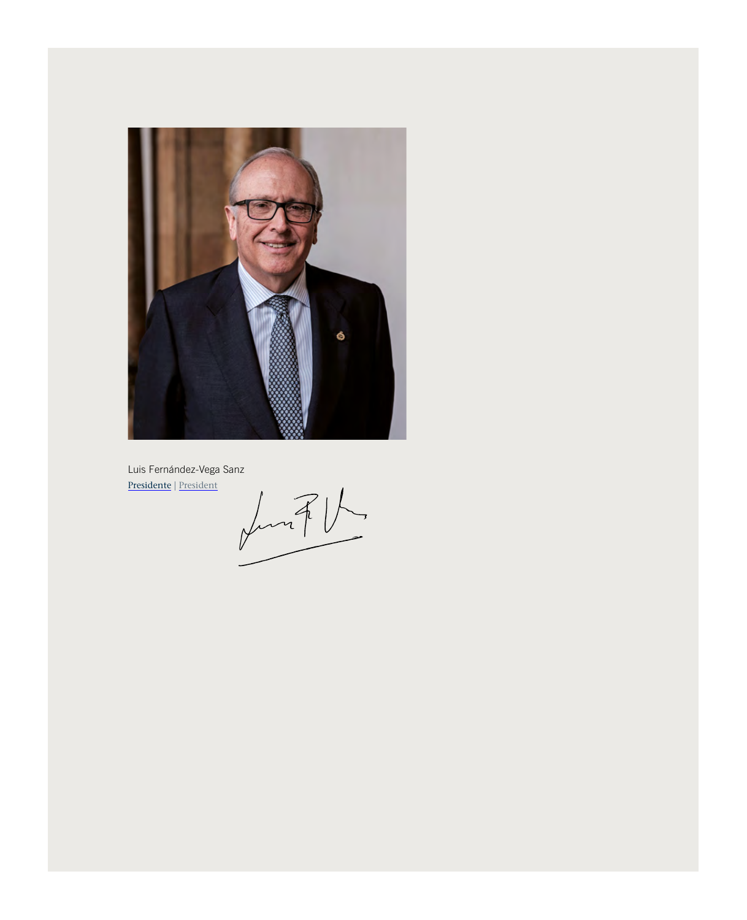Luis Fernández-Vega Sanz

Presidente | President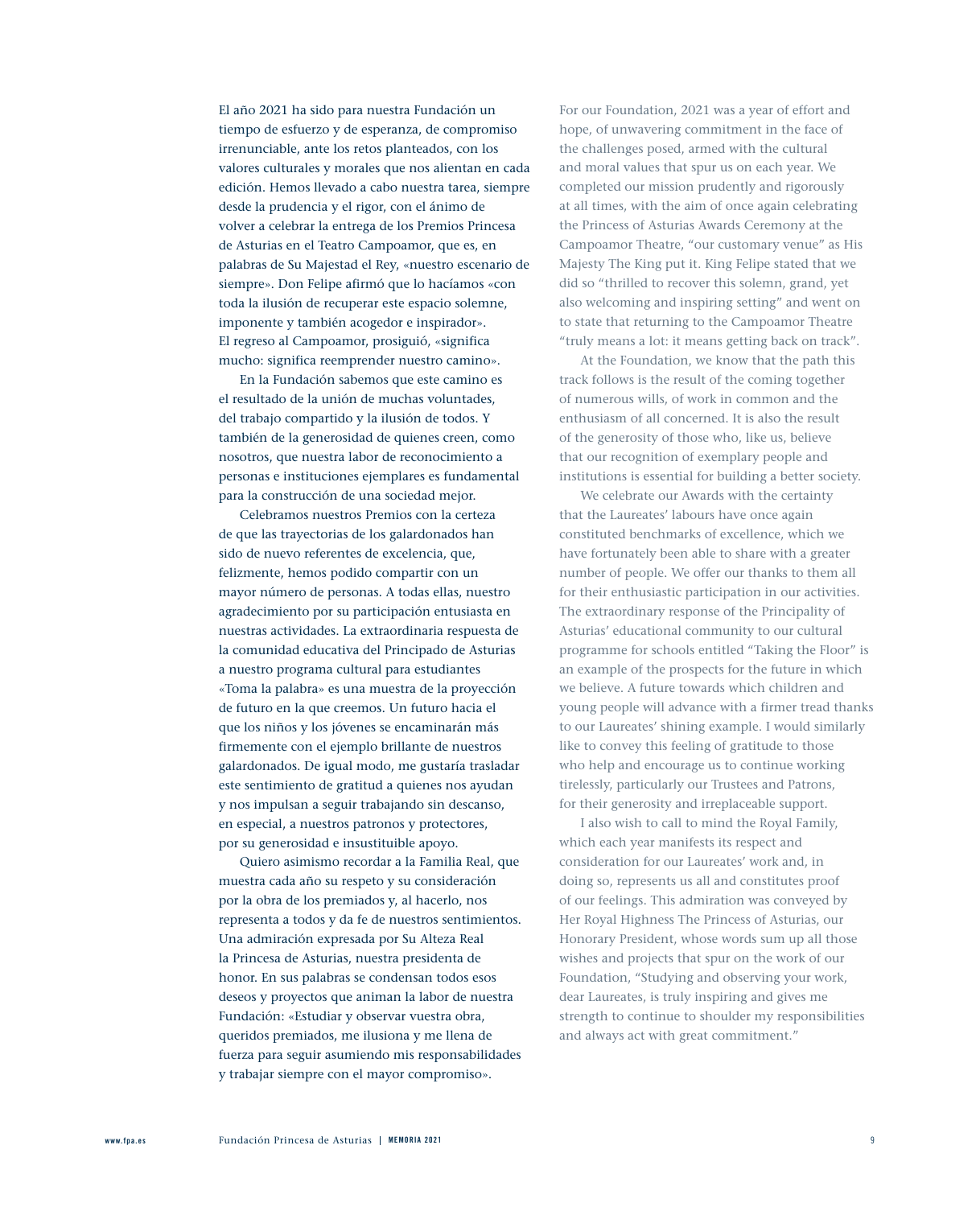El año 2021 ha sido para nuestra Fundación un tiempo de esfuerzo y de esperanza, de compromiso irrenunciable, ante los retos planteados, con los valores culturales y morales que nos alientan en cada edición. Hemos llevado a cabo nuestra tarea, siempre desde la prudencia y el rigor, con el ánimo de volver a celebrar la entrega de los Premios Princesa de Asturias en el Teatro Campoamor, que es, en palabras de Su Majestad el Rey, «nuestro escenario de siempre». Don Felipe afirmó que lo hacíamos «con toda la ilusión de recuperar este espacio solemne, imponente y también acogedor e inspirador». El regreso al Campoamor, prosiguió, «significa mucho: significa reemprender nuestro camino».

En la Fundación sabemos que este camino es el resultado de la unión de muchas voluntades, del trabajo compartido y la ilusión de todos. Y también de la generosidad de quienes creen, como nosotros, que nuestra labor de reconocimiento a personas e instituciones ejemplares es fundamental para la construcción de una sociedad mejor.

Celebramos nuestros Premios con la certeza de que las trayectorias de los galardonados han sido de nuevo referentes de excelencia, que, felizmente, hemos podido compartir con un mayor número de personas. A todas ellas, nuestro agradecimiento por su participación entusiasta en nuestras actividades. La extraordinaria respuesta de la comunidad educativa del Principado de Asturias a nuestro programa cultural para estudiantes «Toma la palabra» es una muestra de la proyección de futuro en la que creemos. Un futuro hacia el que los niños y los jóvenes se encaminarán más firmemente con el ejemplo brillante de nuestros galardonados. De igual modo, me gustaría trasladar este sentimiento de gratitud a quienes nos ayudan y nos impulsan a seguir trabajando sin descanso, en especial, a nuestros patronos y protectores, por su generosidad e insustituible apoyo.

Quiero asimismo recordar a la Familia Real, que muestra cada año su respeto y su consideración por la obra de los premiados y, al hacerlo, nos representa a todos y da fe de nuestros sentimientos. Una admiración expresada por Su Alteza Real la Princesa de Asturias, nuestra presidenta de honor. En sus palabras se condensan todos esos deseos y proyectos que animan la labor de nuestra Fundación: «Estudiar y observar vuestra obra, queridos premiados, me ilusiona y me llena de fuerza para seguir asumiendo mis responsabilidades y trabajar siempre con el mayor compromiso».

For our Foundation, 2021 was a year of effort and hope, of unwavering commitment in the face of the challenges posed, armed with the cultural and moral values that spur us on each year. We completed our mission prudently and rigorously at all times, with the aim of once again celebrating the Princess of Asturias Awards Ceremony at the Campoamor Theatre, "our customary venue" as His Majesty The King put it. King Felipe stated that we did so "thrilled to recover this solemn, grand, yet also welcoming and inspiring setting" and went on to state that returning to the Campoamor Theatre "truly means a lot: it means getting back on track".

At the Foundation, we know that the path this track follows is the result of the coming together of numerous wills, of work in common and the enthusiasm of all concerned. It is also the result of the generosity of those who, like us, believe that our recognition of exemplary people and institutions is essential for building a better society.

We celebrate our Awards with the certainty that the Laureates' labours have once again constituted benchmarks of excellence, which we have fortunately been able to share with a greater number of people. We offer our thanks to them all for their enthusiastic participation in our activities. The extraordinary response of the Principality of Asturias' educational community to our cultural programme for schools entitled "Taking the Floor" is an example of the prospects for the future in which we believe. A future towards which children and young people will advance with a firmer tread thanks to our Laureates' shining example. I would similarly like to convey this feeling of gratitude to those who help and encourage us to continue working tirelessly, particularly our Trustees and Patrons, for their generosity and irreplaceable support.

I also wish to call to mind the Royal Family, which each year manifests its respect and consideration for our Laureates' work and, in doing so, represents us all and constitutes proof of our feelings. This admiration was conveyed by Her Royal Highness The Princess of Asturias, our Honorary President, whose words sum up all those wishes and projects that spur on the work of our Foundation, "Studying and observing your work, dear Laureates, is truly inspiring and gives me strength to continue to shoulder my responsibilities and always act with great commitment."